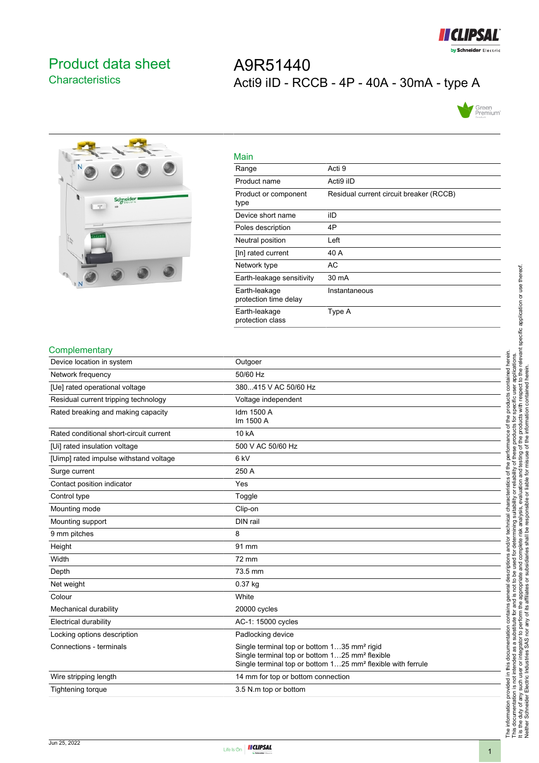# Product data sheet

## Characteristics

# A9R51440

## Acti9 iID - RCCB - 4P - 40A - 30mA - type A

### Main

| | |
|---|---|
| Range | Acti 9 |
| Product name | Acti9 iID |
| Product or component type | Residual current circuit breaker (RCCB) |
| Device short name | iID |
| Poles description | 4P |
| Neutral position | Left |
| [In] rated current | 40 A |
| Network type | AC |
| Earth-leakage sensitivity | 30 mA |
| Earth-leakage protection time delay | Instantaneous |
| Earth-leakage protection class | Type A |

### Complementary

| | |
|---|---|
| Device location in system | Outgoer |
| Network frequency | 50/60 Hz |
| [Ue] rated operational voltage | 380...415 V AC 50/60 Hz |
| Residual current tripping technology | Voltage independent |
| Rated breaking and making capacity | Idm 1500 A<br>Im 1500 A |
| Rated conditional short-circuit current | 10 kA |
| [Ui] rated insulation voltage | 500 V AC 50/60 Hz |
| [Uimp] rated impulse withstand voltage | 6 kV |
| Surge current | 250 A |
| Contact position indicator | Yes |
| Control type | Toggle |
| Mounting mode | Clip-on |
| Mounting support | DIN rail |
| 9 mm pitches | 8 |
| Height | 91 mm |
| Width | 72 mm |
| Depth | 73.5 mm |
| Net weight | 0.37 kg |
| Colour | White |
| Mechanical durability | 20000 cycles |
| Electrical durability | AC-1: 15000 cycles |
| Locking options description | Padlocking device |
| Connections - terminals | Single terminal top or bottom 1…35 mm² rigid<br>Single terminal top or bottom 1…25 mm² flexible<br>Single terminal top or bottom 1…25 mm² flexible with ferrule |
| Wire stripping length | 14 mm for top or bottom connection |
| Tightening torque | 3.5 N.m top or bottom |

The information provided in this documentation contains general descriptions and/or technical characteristics of the performance of the products contained herein. This documentation is not intended as a substitute for and is not to be used for determining suitability or reliability of these products for specific user applications. It is the duty of any such user or integrator to perform the appropriate and complete risk analysis, evaluation and testing of the products with respect to the relevant specific application or use thereof. Neither Schneider Electric Industries SAS nor any of its affiliates or subsidiaries shall be responsible or liable for misuse of the information contained herein.

Jun 25, 2022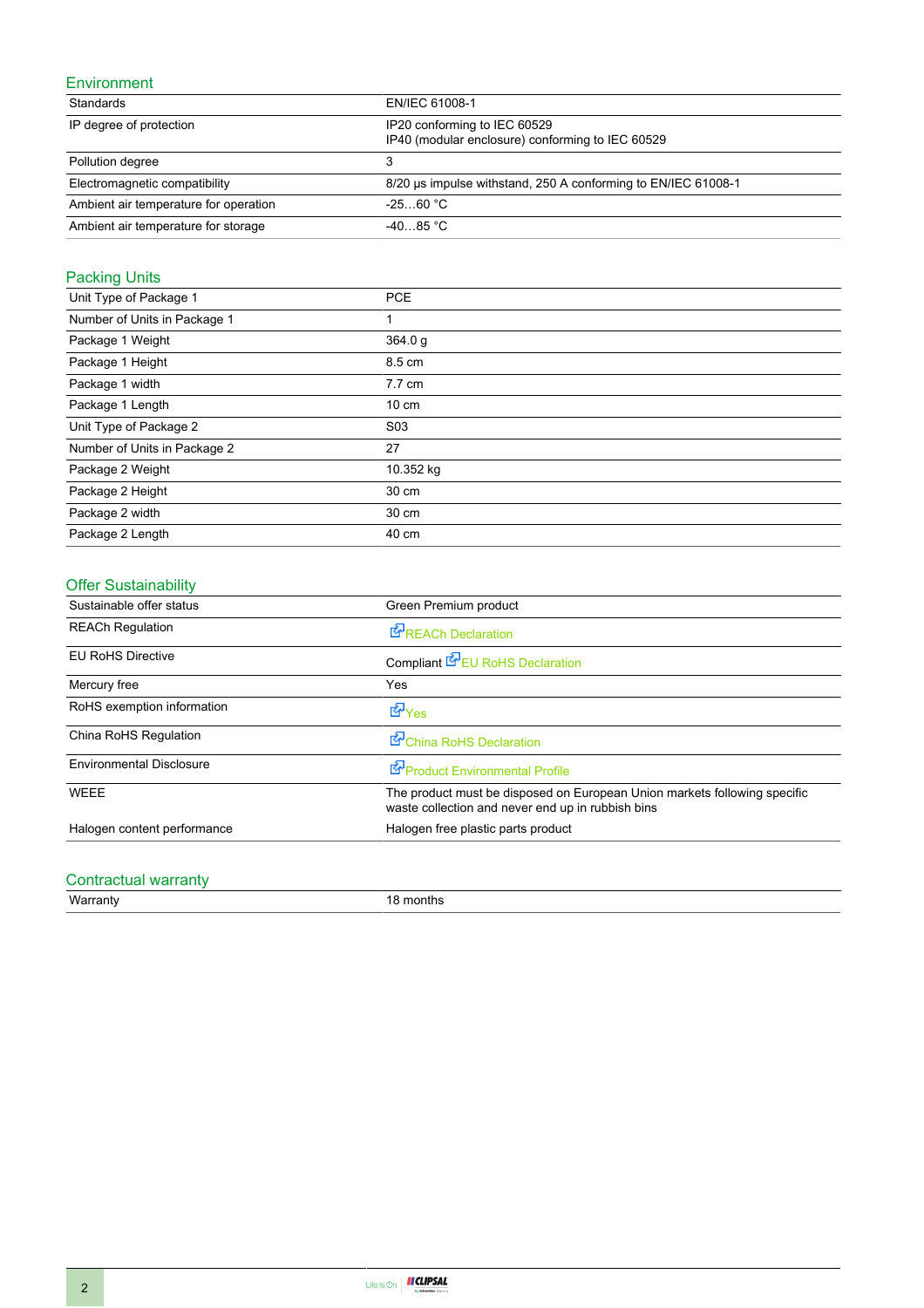## Environment

| | |
|---|---|
| Standards | EN/IEC 61008-1 |
| IP degree of protection | IP20 conforming to IEC 60529<br>IP40 (modular enclosure) conforming to IEC 60529 |
| Pollution degree | 3 |
| Electromagnetic compatibility | 8/20 µs impulse withstand, 250 A conforming to EN/IEC 61008-1 |
| Ambient air temperature for operation | -25…60 °C |
| Ambient air temperature for storage | -40…85 °C |

## Packing Units

| | |
|---|---|
| Unit Type of Package 1 | PCE |
| Number of Units in Package 1 | 1 |
| Package 1 Weight | 364.0 g |
| Package 1 Height | 8.5 cm |
| Package 1 width | 7.7 cm |
| Package 1 Length | 10 cm |
| Unit Type of Package 2 | S03 |
| Number of Units in Package 2 | 27 |
| Package 2 Weight | 10.352 kg |
| Package 2 Height | 30 cm |
| Package 2 width | 30 cm |
| Package 2 Length | 40 cm |

## Offer Sustainability

| | |
|---|---|
| Sustainable offer status | Green Premium product |
| REACh Regulation | REACh Declaration |
| EU RoHS Directive | Compliant EU RoHS Declaration |
| Mercury free | Yes |
| RoHS exemption information | Yes |
| China RoHS Regulation | China RoHS Declaration |
| Environmental Disclosure | Product Environmental Profile |
| WEEE | The product must be disposed on European Union markets following specific waste collection and never end up in rubbish bins |
| Halogen content performance | Halogen free plastic parts product |

## Contractual warranty

| | |
|---|---|
| Warranty | 18 months |